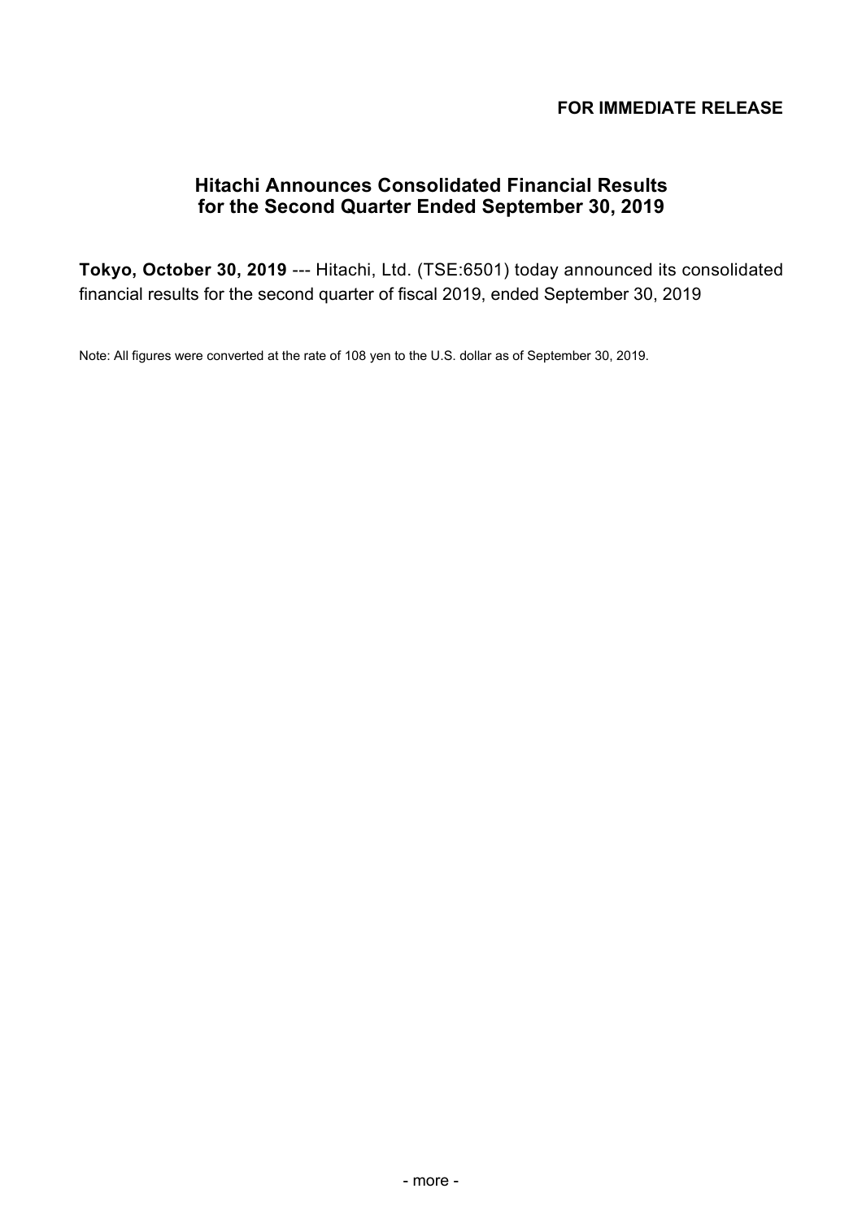**FOR IMMEDIATE RELEASE**

# Hitachi Announces Consolidated Financial Results for the Second Quarter Ended September 30, 2019

**Tokyo, October 30, 2019** --- Hitachi, Ltd. (TSE:6501) today announced its consolidated financial results for the second quarter of fiscal 2019, ended September 30, 2019

Note: All figures were converted at the rate of 108 yen to the U.S. dollar as of September 30, 2019.

- more -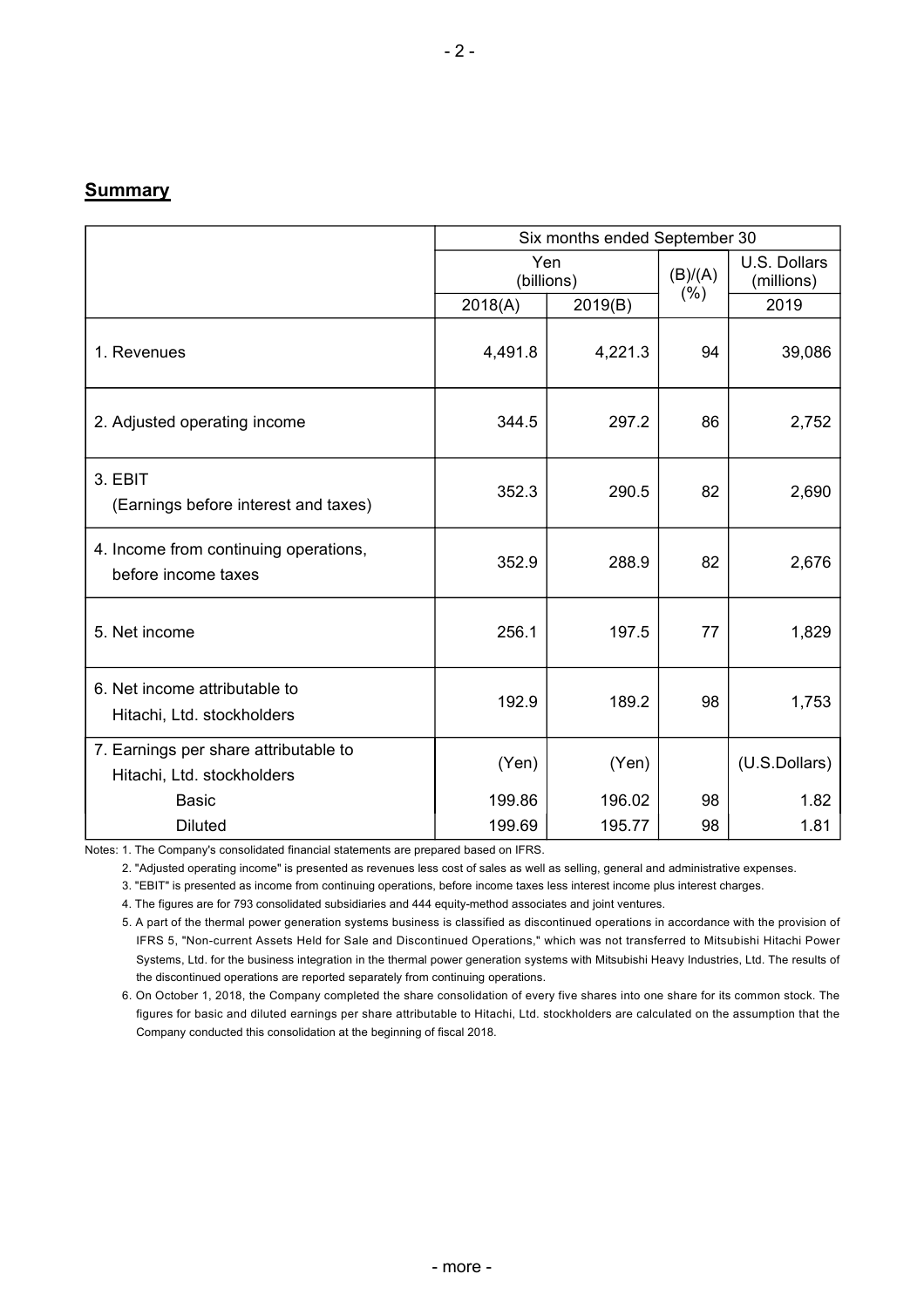## Summary

| | Six months ended September 30 | | | |
|---|---|---|---|---|
| | Yen (billions) | | (B)/(A) (%) | U.S. Dollars (millions) |
| | 2018(A) | 2019(B) | | 2019 |
| 1. Revenues | 4,491.8 | 4,221.3 | 94 | 39,086 |
| 2. Adjusted operating income | 344.5 | 297.2 | 86 | 2,752 |
| 3. EBIT (Earnings before interest and taxes) | 352.3 | 290.5 | 82 | 2,690 |
| 4. Income from continuing operations, before income taxes | 352.9 | 288.9 | 82 | 2,676 |
| 5. Net income | 256.1 | 197.5 | 77 | 1,829 |
| 6. Net income attributable to Hitachi, Ltd. stockholders | 192.9 | 189.2 | 98 | 1,753 |
| 7. Earnings per share attributable to Hitachi, Ltd. stockholders | (Yen) | (Yen) | | (U.S.Dollars) |
| Basic | 199.86 | 196.02 | 98 | 1.82 |
| Diluted | 199.69 | 195.77 | 98 | 1.81 |

Notes: 1. The Company's consolidated financial statements are prepared based on IFRS.

2. "Adjusted operating income" is presented as revenues less cost of sales as well as selling, general and administrative expenses.

3. "EBIT" is presented as income from continuing operations, before income taxes less interest income plus interest charges.

4. The figures are for 793 consolidated subsidiaries and 444 equity-method associates and joint ventures.

5. A part of the thermal power generation systems business is classified as discontinued operations in accordance with the provision of IFRS 5, "Non-current Assets Held for Sale and Discontinued Operations," which was not transferred to Mitsubishi Hitachi Power Systems, Ltd. for the business integration in the thermal power generation systems with Mitsubishi Heavy Industries, Ltd. The results of the discontinued operations are reported separately from continuing operations.

6. On October 1, 2018, the Company completed the share consolidation of every five shares into one share for its common stock. The figures for basic and diluted earnings per share attributable to Hitachi, Ltd. stockholders are calculated on the assumption that the Company conducted this consolidation at the beginning of fiscal 2018.

- more -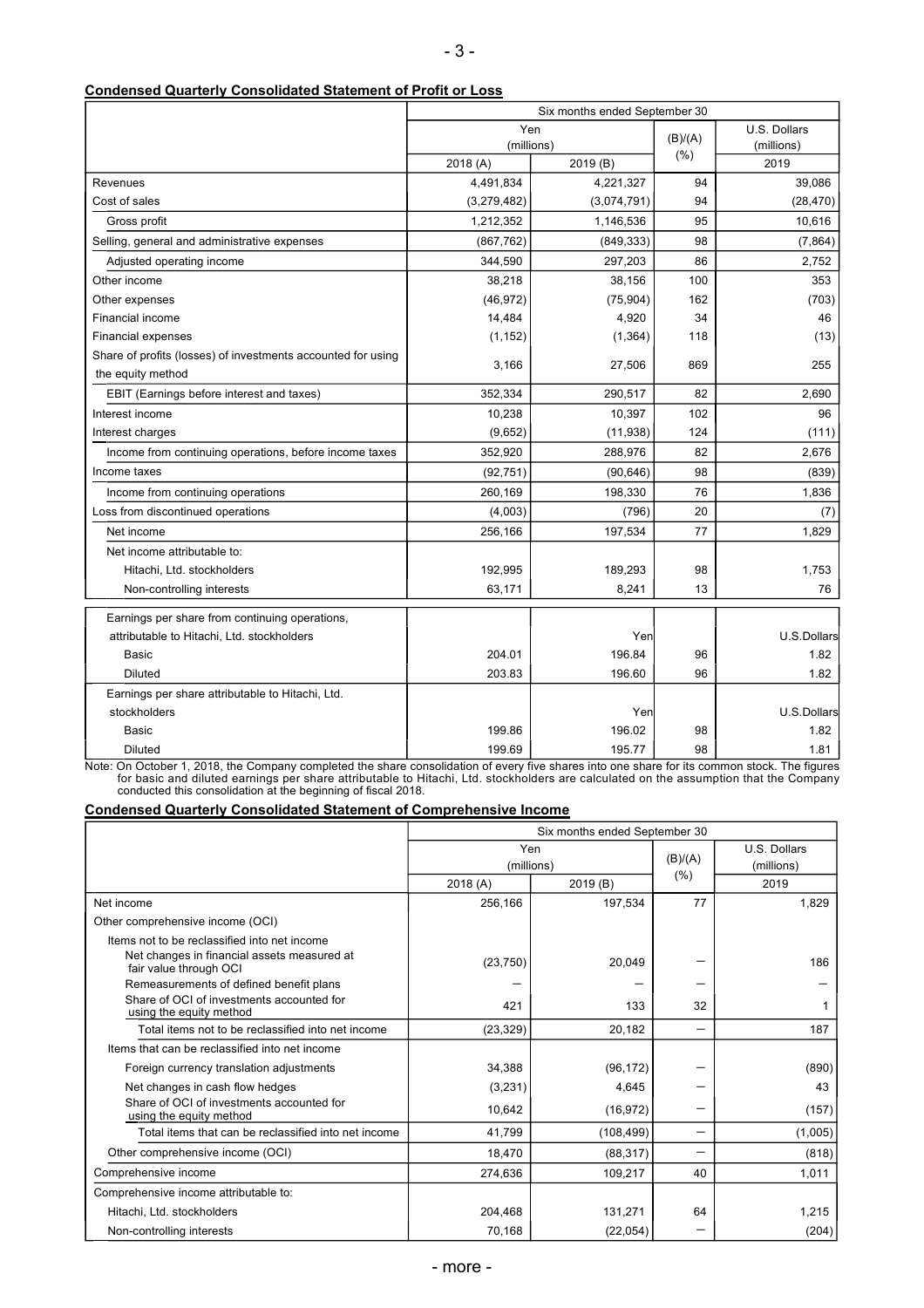**Condensed Quarterly Consolidated Statement of Profit or Loss**

| | Six months ended September 30 | | | |
|---|---|---|---|---|
| | Yen (millions) | | (B)/(A) (%) | U.S. Dollars (millions) |
| | 2018 (A) | 2019 (B) | | 2019 |
| Revenues | 4,491,834 | 4,221,327 | 94 | 39,086 |
| Cost of sales | (3,279,482) | (3,074,791) | 94 | (28,470) |
| Gross profit | 1,212,352 | 1,146,536 | 95 | 10,616 |
| Selling, general and administrative expenses | (867,762) | (849,333) | 98 | (7,864) |
| Adjusted operating income | 344,590 | 297,203 | 86 | 2,752 |
| Other income | 38,218 | 38,156 | 100 | 353 |
| Other expenses | (46,972) | (75,904) | 162 | (703) |
| Financial income | 14,484 | 4,920 | 34 | 46 |
| Financial expenses | (1,152) | (1,364) | 118 | (13) |
| Share of profits (losses) of investments accounted for using the equity method | 3,166 | 27,506 | 869 | 255 |
| EBIT (Earnings before interest and taxes) | 352,334 | 290,517 | 82 | 2,690 |
| Interest income | 10,238 | 10,397 | 102 | 96 |
| Interest charges | (9,652) | (11,938) | 124 | (111) |
| Income from continuing operations, before income taxes | 352,920 | 288,976 | 82 | 2,676 |
| Income taxes | (92,751) | (90,646) | 98 | (839) |
| Income from continuing operations | 260,169 | 198,330 | 76 | 1,836 |
| Loss from discontinued operations | (4,003) | (796) | 20 | (7) |
| Net income | 256,166 | 197,534 | 77 | 1,829 |
| Net income attributable to: | | | | |
| Hitachi, Ltd. stockholders | 192,995 | 189,293 | 98 | 1,753 |
| Non-controlling interests | 63,171 | 8,241 | 13 | 76 |
| Earnings per share from continuing operations, attributable to Hitachi, Ltd. stockholders | | Yen | | U.S.Dollars |
| Basic | 204.01 | 196.84 | 96 | 1.82 |
| Diluted | 203.83 | 196.60 | 96 | 1.82 |
| Earnings per share attributable to Hitachi, Ltd. stockholders | | Yen | | U.S.Dollars |
| Basic | 199.86 | 196.02 | 98 | 1.82 |
| Diluted | 199.69 | 195.77 | 98 | 1.81 |

Note: On October 1, 2018, the Company completed the share consolidation of every five shares into one share for its common stock. The figures for basic and diluted earnings per share attributable to Hitachi, Ltd. stockholders are calculated on the assumption that the Company conducted this consolidation at the beginning of fiscal 2018.

**Condensed Quarterly Consolidated Statement of Comprehensive Income**

| | Six months ended September 30 | | | |
|---|---|---|---|---|
| | Yen (millions) | | (B)/(A) (%) | U.S. Dollars (millions) |
| | 2018 (A) | 2019 (B) | | 2019 |
| Net income | 256,166 | 197,534 | 77 | 1,829 |
| Other comprehensive income (OCI) | | | | |
| Items not to be reclassified into net income | | | | |
| Net changes in financial assets measured at fair value through OCI | (23,750) | 20,049 | － | 186 |
| Remeasurements of defined benefit plans | － | － | － | － |
| Share of OCI of investments accounted for using the equity method | 421 | 133 | 32 | 1 |
| Total items not to be reclassified into net income | (23,329) | 20,182 | － | 187 |
| Items that can be reclassified into net income | | | | |
| Foreign currency translation adjustments | 34,388 | (96,172) | － | (890) |
| Net changes in cash flow hedges | (3,231) | 4,645 | － | 43 |
| Share of OCI of investments accounted for using the equity method | 10,642 | (16,972) | － | (157) |
| Total items that can be reclassified into net income | 41,799 | (108,499) | － | (1,005) |
| Other comprehensive income (OCI) | 18,470 | (88,317) | － | (818) |
| Comprehensive income | 274,636 | 109,217 | 40 | 1,011 |
| Comprehensive income attributable to: | | | | |
| Hitachi, Ltd. stockholders | 204,468 | 131,271 | 64 | 1,215 |
| Non-controlling interests | 70,168 | (22,054) | － | (204) |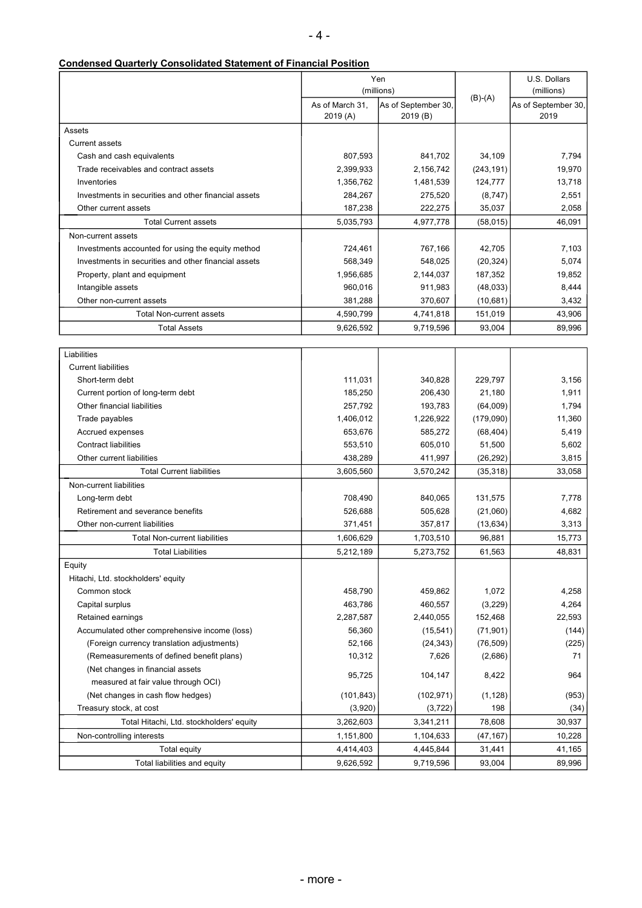**Condensed Quarterly Consolidated Statement of Financial Position**

| | Yen (millions) | | (B)-(A) | U.S. Dollars (millions) |
|---|---|---|---|---|
| | As of March 31, 2019 (A) | As of September 30, 2019 (B) | | As of September 30, 2019 |
| Assets | | | | |
| Current assets | | | | |
| Cash and cash equivalents | 807,593 | 841,702 | 34,109 | 7,794 |
| Trade receivables and contract assets | 2,399,933 | 2,156,742 | (243,191) | 19,970 |
| Inventories | 1,356,762 | 1,481,539 | 124,777 | 13,718 |
| Investments in securities and other financial assets | 284,267 | 275,520 | (8,747) | 2,551 |
| Other current assets | 187,238 | 222,275 | 35,037 | 2,058 |
| Total Current assets | 5,035,793 | 4,977,778 | (58,015) | 46,091 |
| Non-current assets | | | | |
| Investments accounted for using the equity method | 724,461 | 767,166 | 42,705 | 7,103 |
| Investments in securities and other financial assets | 568,349 | 548,025 | (20,324) | 5,074 |
| Property, plant and equipment | 1,956,685 | 2,144,037 | 187,352 | 19,852 |
| Intangible assets | 960,016 | 911,983 | (48,033) | 8,444 |
| Other non-current assets | 381,288 | 370,607 | (10,681) | 3,432 |
| Total Non-current assets | 4,590,799 | 4,741,818 | 151,019 | 43,906 |
| Total Assets | 9,626,592 | 9,719,596 | 93,004 | 89,996 |
| Liabilities | | | | |
| Current liabilities | | | | |
| Short-term debt | 111,031 | 340,828 | 229,797 | 3,156 |
| Current portion of long-term debt | 185,250 | 206,430 | 21,180 | 1,911 |
| Other financial liabilities | 257,792 | 193,783 | (64,009) | 1,794 |
| Trade payables | 1,406,012 | 1,226,922 | (179,090) | 11,360 |
| Accrued expenses | 653,676 | 585,272 | (68,404) | 5,419 |
| Contract liabilities | 553,510 | 605,010 | 51,500 | 5,602 |
| Other current liabilities | 438,289 | 411,997 | (26,292) | 3,815 |
| Total Current liabilities | 3,605,560 | 3,570,242 | (35,318) | 33,058 |
| Non-current liabilities | | | | |
| Long-term debt | 708,490 | 840,065 | 131,575 | 7,778 |
| Retirement and severance benefits | 526,688 | 505,628 | (21,060) | 4,682 |
| Other non-current liabilities | 371,451 | 357,817 | (13,634) | 3,313 |
| Total Non-current liabilities | 1,606,629 | 1,703,510 | 96,881 | 15,773 |
| Total Liabilities | 5,212,189 | 5,273,752 | 61,563 | 48,831 |
| Equity | | | | |
| Hitachi, Ltd. stockholders' equity | | | | |
| Common stock | 458,790 | 459,862 | 1,072 | 4,258 |
| Capital surplus | 463,786 | 460,557 | (3,229) | 4,264 |
| Retained earnings | 2,287,587 | 2,440,055 | 152,468 | 22,593 |
| Accumulated other comprehensive income (loss) | 56,360 | (15,541) | (71,901) | (144) |
| (Foreign currency translation adjustments) | 52,166 | (24,343) | (76,509) | (225) |
| (Remeasurements of defined benefit plans) | 10,312 | 7,626 | (2,686) | 71 |
| (Net changes in financial assets measured at fair value through OCI) | 95,725 | 104,147 | 8,422 | 964 |
| (Net changes in cash flow hedges) | (101,843) | (102,971) | (1,128) | (953) |
| Treasury stock, at cost | (3,920) | (3,722) | 198 | (34) |
| Total Hitachi, Ltd. stockholders' equity | 3,262,603 | 3,341,211 | 78,608 | 30,937 |
| Non-controlling interests | 1,151,800 | 1,104,633 | (47,167) | 10,228 |
| Total equity | 4,414,403 | 4,445,844 | 31,441 | 41,165 |
| Total liabilities and equity | 9,626,592 | 9,719,596 | 93,004 | 89,996 |

- more -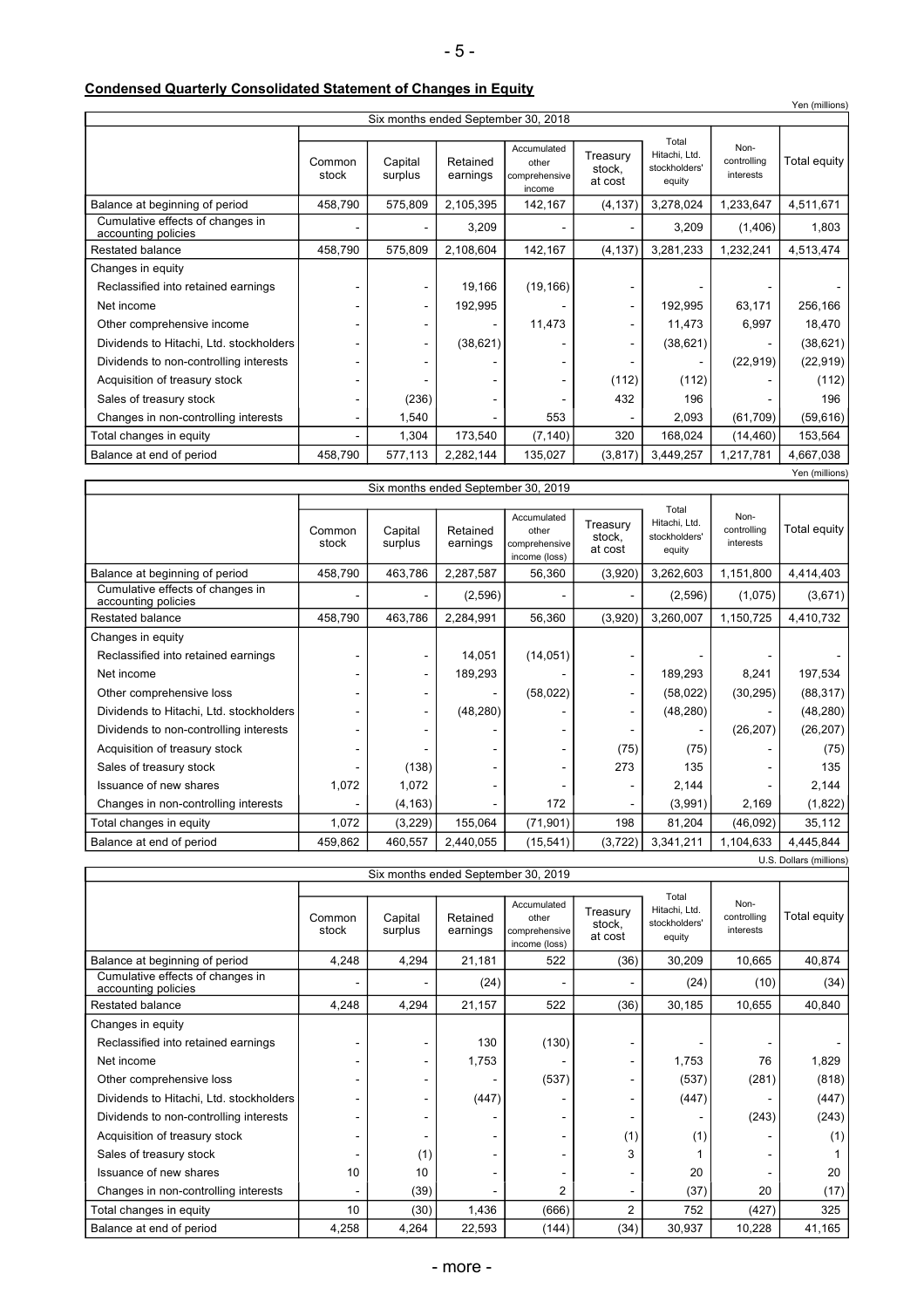## Condensed Quarterly Consolidated Statement of Changes in Equity

Yen (millions)

| Six months ended September 30, 2018 | Common stock | Capital surplus | Retained earnings | Accumulated other comprehensive income | Treasury stock, at cost | Total Hitachi, Ltd. stockholders' equity | Non-controlling interests | Total equity |
|---|---|---|---|---|---|---|---|---|
| Balance at beginning of period | 458,790 | 575,809 | 2,105,395 | 142,167 | (4,137) | 3,278,024 | 1,233,647 | 4,511,671 |
| Cumulative effects of changes in accounting policies | - | - | 3,209 | - | - | 3,209 | (1,406) | 1,803 |
| Restated balance | 458,790 | 575,809 | 2,108,604 | 142,167 | (4,137) | 3,281,233 | 1,232,241 | 4,513,474 |
| Changes in equity | | | | | | | | |
| Reclassified into retained earnings | - | - | 19,166 | (19,166) | - | - | - | - |
| Net income | - | - | 192,995 | - | - | 192,995 | 63,171 | 256,166 |
| Other comprehensive income | - | - | - | 11,473 | - | 11,473 | 6,997 | 18,470 |
| Dividends to Hitachi, Ltd. stockholders | - | - | (38,621) | - | - | (38,621) | - | (38,621) |
| Dividends to non-controlling interests | - | - | - | - | - | - | (22,919) | (22,919) |
| Acquisition of treasury stock | - | - | - | - | (112) | (112) | - | (112) |
| Sales of treasury stock | - | (236) | - | - | 432 | 196 | - | 196 |
| Changes in non-controlling interests | - | 1,540 | - | 553 | - | 2,093 | (61,709) | (59,616) |
| Total changes in equity | - | 1,304 | 173,540 | (7,140) | 320 | 168,024 | (14,460) | 153,564 |
| Balance at end of period | 458,790 | 577,113 | 2,282,144 | 135,027 | (3,817) | 3,449,257 | 1,217,781 | 4,667,038 |

Yen (millions)

| Six months ended September 30, 2019 | Common stock | Capital surplus | Retained earnings | Accumulated other comprehensive income (loss) | Treasury stock, at cost | Total Hitachi, Ltd. stockholders' equity | Non-controlling interests | Total equity |
|---|---|---|---|---|---|---|---|---|
| Balance at beginning of period | 458,790 | 463,786 | 2,287,587 | 56,360 | (3,920) | 3,262,603 | 1,151,800 | 4,414,403 |
| Cumulative effects of changes in accounting policies | - | - | (2,596) | - | - | (2,596) | (1,075) | (3,671) |
| Restated balance | 458,790 | 463,786 | 2,284,991 | 56,360 | (3,920) | 3,260,007 | 1,150,725 | 4,410,732 |
| Changes in equity | | | | | | | | |
| Reclassified into retained earnings | - | - | 14,051 | (14,051) | - | - | - | - |
| Net income | - | - | 189,293 | - | - | 189,293 | 8,241 | 197,534 |
| Other comprehensive loss | - | - | - | (58,022) | - | (58,022) | (30,295) | (88,317) |
| Dividends to Hitachi, Ltd. stockholders | - | - | (48,280) | - | - | (48,280) | - | (48,280) |
| Dividends to non-controlling interests | - | - | - | - | - | - | (26,207) | (26,207) |
| Acquisition of treasury stock | - | - | - | - | (75) | (75) | - | (75) |
| Sales of treasury stock | - | (138) | - | - | 273 | 135 | - | 135 |
| Issuance of new shares | 1,072 | 1,072 | - | - | - | 2,144 | - | 2,144 |
| Changes in non-controlling interests | - | (4,163) | - | 172 | - | (3,991) | 2,169 | (1,822) |
| Total changes in equity | 1,072 | (3,229) | 155,064 | (71,901) | 198 | 81,204 | (46,092) | 35,112 |
| Balance at end of period | 459,862 | 460,557 | 2,440,055 | (15,541) | (3,722) | 3,341,211 | 1,104,633 | 4,445,844 |

U.S. Dollars (millions)

| Six months ended September 30, 2019 | Common stock | Capital surplus | Retained earnings | Accumulated other comprehensive income (loss) | Treasury stock, at cost | Total Hitachi, Ltd. stockholders' equity | Non-controlling interests | Total equity |
|---|---|---|---|---|---|---|---|---|
| Balance at beginning of period | 4,248 | 4,294 | 21,181 | 522 | (36) | 30,209 | 10,665 | 40,874 |
| Cumulative effects of changes in accounting policies | - | - | (24) | - | - | (24) | (10) | (34) |
| Restated balance | 4,248 | 4,294 | 21,157 | 522 | (36) | 30,185 | 10,655 | 40,840 |
| Changes in equity | | | | | | | | |
| Reclassified into retained earnings | - | - | 130 | (130) | - | - | - | - |
| Net income | - | - | 1,753 | - | - | 1,753 | 76 | 1,829 |
| Other comprehensive loss | - | - | - | (537) | - | (537) | (281) | (818) |
| Dividends to Hitachi, Ltd. stockholders | - | - | (447) | - | - | (447) | - | (447) |
| Dividends to non-controlling interests | - | - | - | - | - | - | (243) | (243) |
| Acquisition of treasury stock | - | - | - | - | (1) | (1) | - | (1) |
| Sales of treasury stock | - | (1) | - | - | 3 | 1 | - | 1 |
| Issuance of new shares | 10 | 10 | - | - | - | 20 | - | 20 |
| Changes in non-controlling interests | - | (39) | - | 2 | - | (37) | 20 | (17) |
| Total changes in equity | 10 | (30) | 1,436 | (666) | 2 | 752 | (427) | 325 |
| Balance at end of period | 4,258 | 4,264 | 22,593 | (144) | (34) | 30,937 | 10,228 | 41,165 |

- more -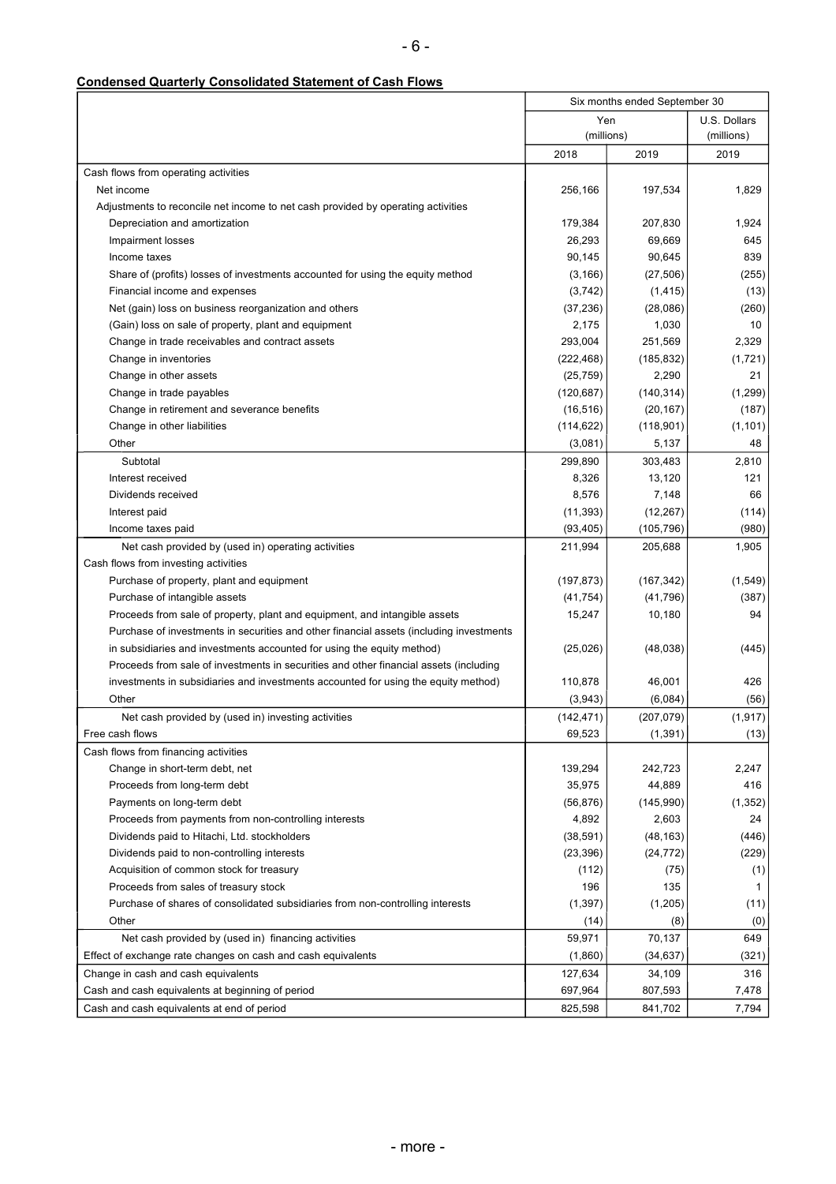**Condensed Quarterly Consolidated Statement of Cash Flows**

| | Six months ended September 30 | | |
|---|---|---|---|
| | Yen (millions) | | U.S. Dollars (millions) |
| | 2018 | 2019 | 2019 |
| Cash flows from operating activities | | | |
| Net income | 256,166 | 197,534 | 1,829 |
| Adjustments to reconcile net income to net cash provided by operating activities | | | |
| Depreciation and amortization | 179,384 | 207,830 | 1,924 |
| Impairment losses | 26,293 | 69,669 | 645 |
| Income taxes | 90,145 | 90,645 | 839 |
| Share of (profits) losses of investments accounted for using the equity method | (3,166) | (27,506) | (255) |
| Financial income and expenses | (3,742) | (1,415) | (13) |
| Net (gain) loss on business reorganization and others | (37,236) | (28,086) | (260) |
| (Gain) loss on sale of property, plant and equipment | 2,175 | 1,030 | 10 |
| Change in trade receivables and contract assets | 293,004 | 251,569 | 2,329 |
| Change in inventories | (222,468) | (185,832) | (1,721) |
| Change in other assets | (25,759) | 2,290 | 21 |
| Change in trade payables | (120,687) | (140,314) | (1,299) |
| Change in retirement and severance benefits | (16,516) | (20,167) | (187) |
| Change in other liabilities | (114,622) | (118,901) | (1,101) |
| Other | (3,081) | 5,137 | 48 |
| Subtotal | 299,890 | 303,483 | 2,810 |
| Interest received | 8,326 | 13,120 | 121 |
| Dividends received | 8,576 | 7,148 | 66 |
| Interest paid | (11,393) | (12,267) | (114) |
| Income taxes paid | (93,405) | (105,796) | (980) |
| Net cash provided by (used in) operating activities | 211,994 | 205,688 | 1,905 |
| Cash flows from investing activities | | | |
| Purchase of property, plant and equipment | (197,873) | (167,342) | (1,549) |
| Purchase of intangible assets | (41,754) | (41,796) | (387) |
| Proceeds from sale of property, plant and equipment, and intangible assets | 15,247 | 10,180 | 94 |
| Purchase of investments in securities and other financial assets (including investments in subsidiaries and investments accounted for using the equity method) | (25,026) | (48,038) | (445) |
| Proceeds from sale of investments in securities and other financial assets (including investments in subsidiaries and investments accounted for using the equity method) | 110,878 | 46,001 | 426 |
| Other | (3,943) | (6,084) | (56) |
| Net cash provided by (used in) investing activities | (142,471) | (207,079) | (1,917) |
| Free cash flows | 69,523 | (1,391) | (13) |
| Cash flows from financing activities | | | |
| Change in short-term debt, net | 139,294 | 242,723 | 2,247 |
| Proceeds from long-term debt | 35,975 | 44,889 | 416 |
| Payments on long-term debt | (56,876) | (145,990) | (1,352) |
| Proceeds from payments from non-controlling interests | 4,892 | 2,603 | 24 |
| Dividends paid to Hitachi, Ltd. stockholders | (38,591) | (48,163) | (446) |
| Dividends paid to non-controlling interests | (23,396) | (24,772) | (229) |
| Acquisition of common stock for treasury | (112) | (75) | (1) |
| Proceeds from sales of treasury stock | 196 | 135 | 1 |
| Purchase of shares of consolidated subsidiaries from non-controlling interests | (1,397) | (1,205) | (11) |
| Other | (14) | (8) | (0) |
| Net cash provided by (used in) financing activities | 59,971 | 70,137 | 649 |
| Effect of exchange rate changes on cash and cash equivalents | (1,860) | (34,637) | (321) |
| Change in cash and cash equivalents | 127,634 | 34,109 | 316 |
| Cash and cash equivalents at beginning of period | 697,964 | 807,593 | 7,478 |
| Cash and cash equivalents at end of period | 825,598 | 841,702 | 7,794 |

- more -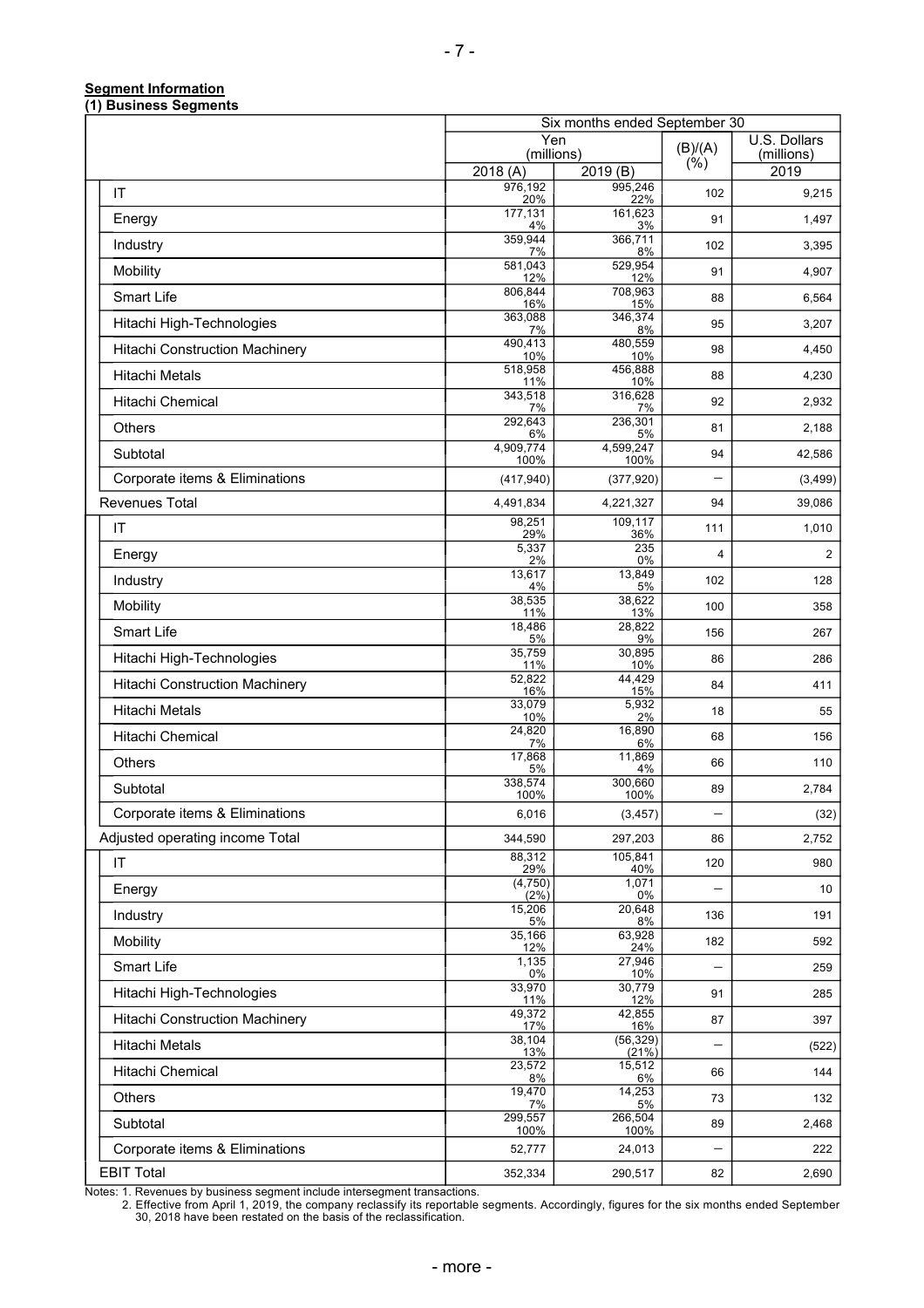**Segment Information**

**(1) Business Segments**

| | Six months ended September 30 | | | |
|---|---|---|---|---|
| | Yen (millions) | | (B)/(A) (%) | U.S. Dollars (millions) |
| | 2018 (A) | 2019 (B) | | 2019 |
| IT | 976,192<br>20% | 995,246<br>22% | 102 | 9,215 |
| Energy | 177,131<br>4% | 161,623<br>3% | 91 | 1,497 |
| Industry | 359,944<br>7% | 366,711<br>8% | 102 | 3,395 |
| Mobility | 581,043<br>12% | 529,954<br>12% | 91 | 4,907 |
| Smart Life | 806,844<br>16% | 708,963<br>15% | 88 | 6,564 |
| Hitachi High-Technologies | 363,088<br>7% | 346,374<br>8% | 95 | 3,207 |
| Hitachi Construction Machinery | 490,413<br>10% | 480,559<br>10% | 98 | 4,450 |
| Hitachi Metals | 518,958<br>11% | 456,888<br>10% | 88 | 4,230 |
| Hitachi Chemical | 343,518<br>7% | 316,628<br>7% | 92 | 2,932 |
| Others | 292,643<br>6% | 236,301<br>5% | 81 | 2,188 |
| Subtotal | 4,909,774<br>100% | 4,599,247<br>100% | 94 | 42,586 |
| Corporate items & Eliminations | (417,940) | (377,920) | — | (3,499) |
| Revenues Total | 4,491,834 | 4,221,327 | 94 | 39,086 |
| IT | 98,251<br>29% | 109,117<br>36% | 111 | 1,010 |
| Energy | 5,337<br>2% | 235<br>0% | 4 | 2 |
| Industry | 13,617<br>4% | 13,849<br>5% | 102 | 128 |
| Mobility | 38,535<br>11% | 38,622<br>13% | 100 | 358 |
| Smart Life | 18,486<br>5% | 28,822<br>9% | 156 | 267 |
| Hitachi High-Technologies | 35,759<br>11% | 30,895<br>10% | 86 | 286 |
| Hitachi Construction Machinery | 52,822<br>16% | 44,429<br>15% | 84 | 411 |
| Hitachi Metals | 33,079<br>10% | 5,932<br>2% | 18 | 55 |
| Hitachi Chemical | 24,820<br>7% | 16,890<br>6% | 68 | 156 |
| Others | 17,868<br>5% | 11,869<br>4% | 66 | 110 |
| Subtotal | 338,574<br>100% | 300,660<br>100% | 89 | 2,784 |
| Corporate items & Eliminations | 6,016 | (3,457) | — | (32) |
| Adjusted operating income Total | 344,590 | 297,203 | 86 | 2,752 |
| IT | 88,312<br>29% | 105,841<br>40% | 120 | 980 |
| Energy | (4,750)<br>(2%) | 1,071<br>0% | — | 10 |
| Industry | 15,206<br>5% | 20,648<br>8% | 136 | 191 |
| Mobility | 35,166<br>12% | 63,928<br>24% | 182 | 592 |
| Smart Life | 1,135<br>0% | 27,946<br>10% | — | 259 |
| Hitachi High-Technologies | 33,970<br>11% | 30,779<br>12% | 91 | 285 |
| Hitachi Construction Machinery | 49,372<br>17% | 42,855<br>16% | 87 | 397 |
| Hitachi Metals | 38,104<br>13% | (56,329)<br>(21%) | — | (522) |
| Hitachi Chemical | 23,572<br>8% | 15,512<br>6% | 66 | 144 |
| Others | 19,470<br>7% | 14,253<br>5% | 73 | 132 |
| Subtotal | 299,557<br>100% | 266,504<br>100% | 89 | 2,468 |
| Corporate items & Eliminations | 52,777 | 24,013 | — | 222 |
| EBIT Total | 352,334 | 290,517 | 82 | 2,690 |

Notes: 1. Revenues by business segment include intersegment transactions.

2. Effective from April 1, 2019, the company reclassify its reportable segments. Accordingly, figures for the six months ended September 30, 2018 have been restated on the basis of the reclassification.

- more -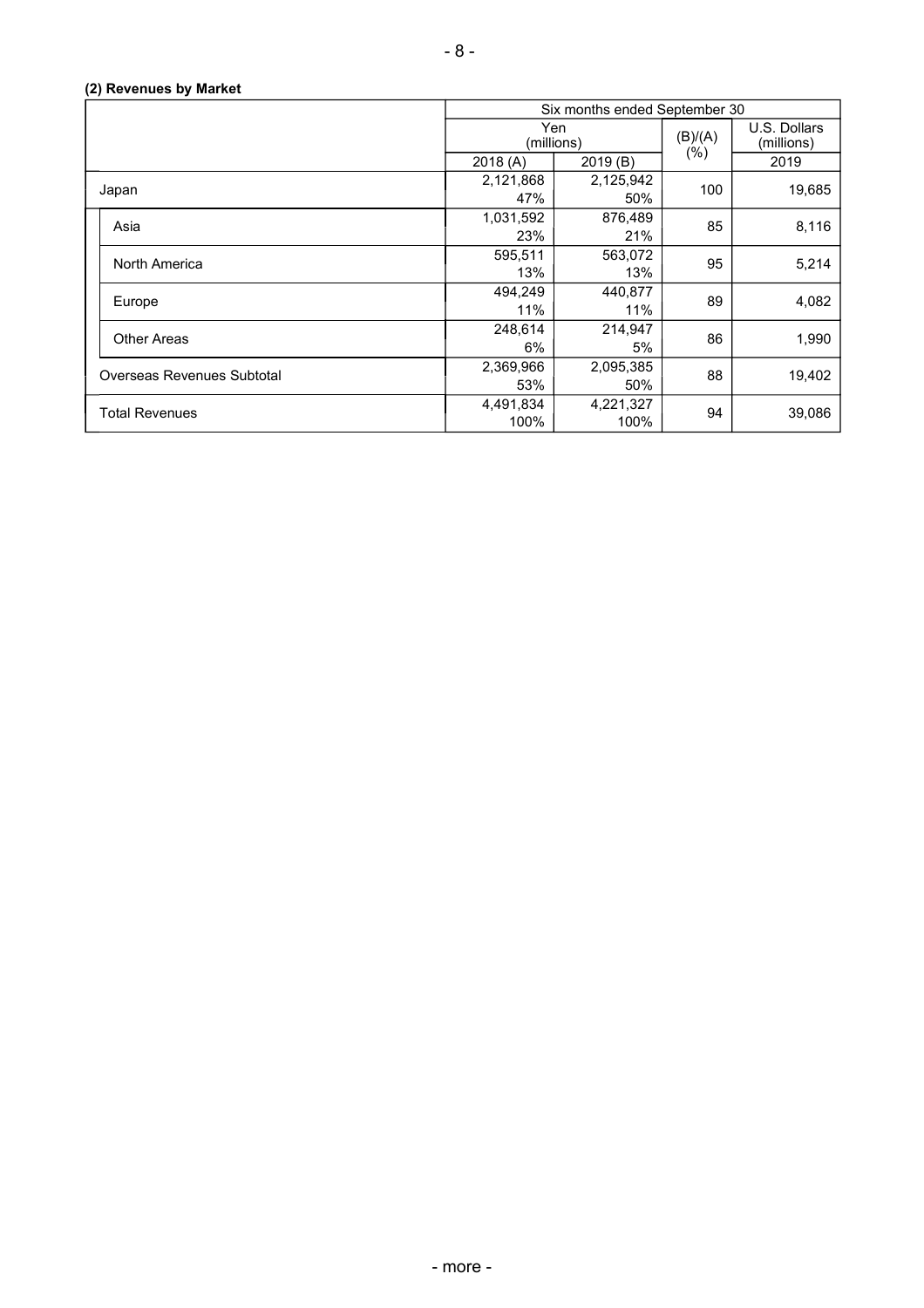**(2) Revenues by Market**

| | Six months ended September 30 | | | |
|---|---|---|---|---|
| | Yen (millions) | | (B)/(A) (%) | U.S. Dollars (millions) |
| | 2018 (A) | 2019 (B) | | 2019 |
| Japan | 2,121,868<br>47% | 2,125,942<br>50% | 100 | 19,685 |
| Asia | 1,031,592<br>23% | 876,489<br>21% | 85 | 8,116 |
| North America | 595,511<br>13% | 563,072<br>13% | 95 | 5,214 |
| Europe | 494,249<br>11% | 440,877<br>11% | 89 | 4,082 |
| Other Areas | 248,614<br>6% | 214,947<br>5% | 86 | 1,990 |
| Overseas Revenues Subtotal | 2,369,966<br>53% | 2,095,385<br>50% | 88 | 19,402 |
| Total Revenues | 4,491,834<br>100% | 4,221,327<br>100% | 94 | 39,086 |

- more -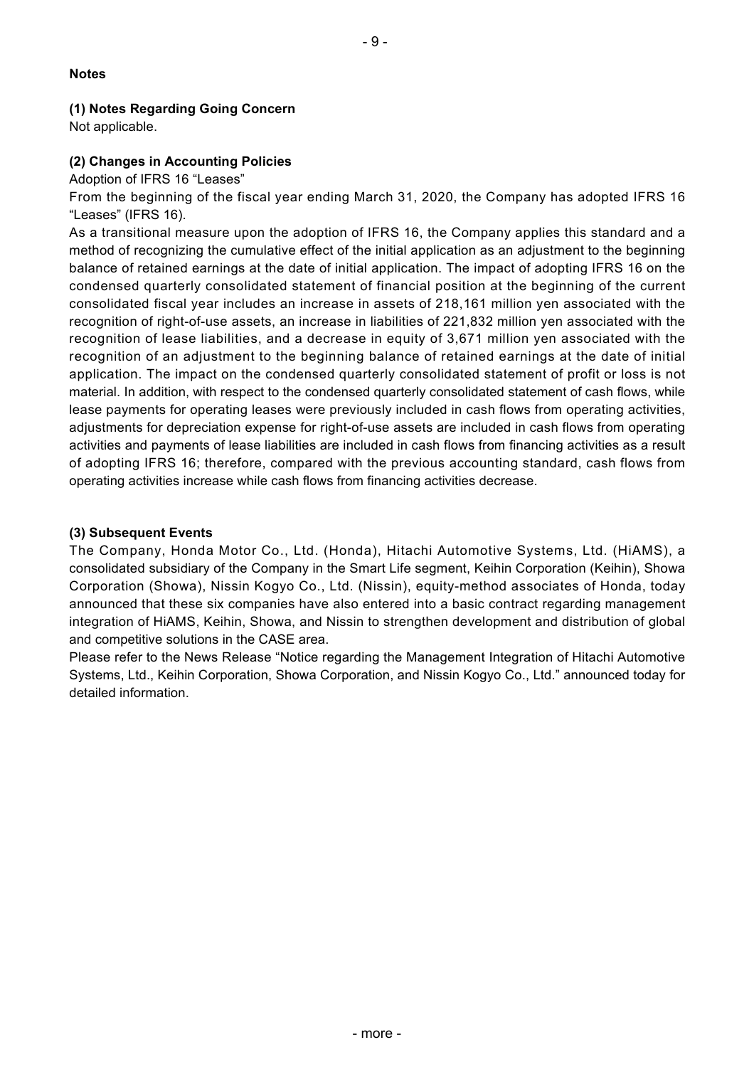**Notes**

### (1) Notes Regarding Going Concern

Not applicable.

### (2) Changes in Accounting Policies

Adoption of IFRS 16 "Leases"

From the beginning of the fiscal year ending March 31, 2020, the Company has adopted IFRS 16 "Leases" (IFRS 16).

As a transitional measure upon the adoption of IFRS 16, the Company applies this standard and a method of recognizing the cumulative effect of the initial application as an adjustment to the beginning balance of retained earnings at the date of initial application. The impact of adopting IFRS 16 on the condensed quarterly consolidated statement of financial position at the beginning of the current consolidated fiscal year includes an increase in assets of 218,161 million yen associated with the recognition of right-of-use assets, an increase in liabilities of 221,832 million yen associated with the recognition of lease liabilities, and a decrease in equity of 3,671 million yen associated with the recognition of an adjustment to the beginning balance of retained earnings at the date of initial application. The impact on the condensed quarterly consolidated statement of profit or loss is not material. In addition, with respect to the condensed quarterly consolidated statement of cash flows, while lease payments for operating leases were previously included in cash flows from operating activities, adjustments for depreciation expense for right-of-use assets are included in cash flows from operating activities and payments of lease liabilities are included in cash flows from financing activities as a result of adopting IFRS 16; therefore, compared with the previous accounting standard, cash flows from operating activities increase while cash flows from financing activities decrease.

### (3) Subsequent Events

The Company, Honda Motor Co., Ltd. (Honda), Hitachi Automotive Systems, Ltd. (HiAMS), a consolidated subsidiary of the Company in the Smart Life segment, Keihin Corporation (Keihin), Showa Corporation (Showa), Nissin Kogyo Co., Ltd. (Nissin), equity-method associates of Honda, today announced that these six companies have also entered into a basic contract regarding management integration of HiAMS, Keihin, Showa, and Nissin to strengthen development and distribution of global and competitive solutions in the CASE area.

Please refer to the News Release "Notice regarding the Management Integration of Hitachi Automotive Systems, Ltd., Keihin Corporation, Showa Corporation, and Nissin Kogyo Co., Ltd." announced today for detailed information.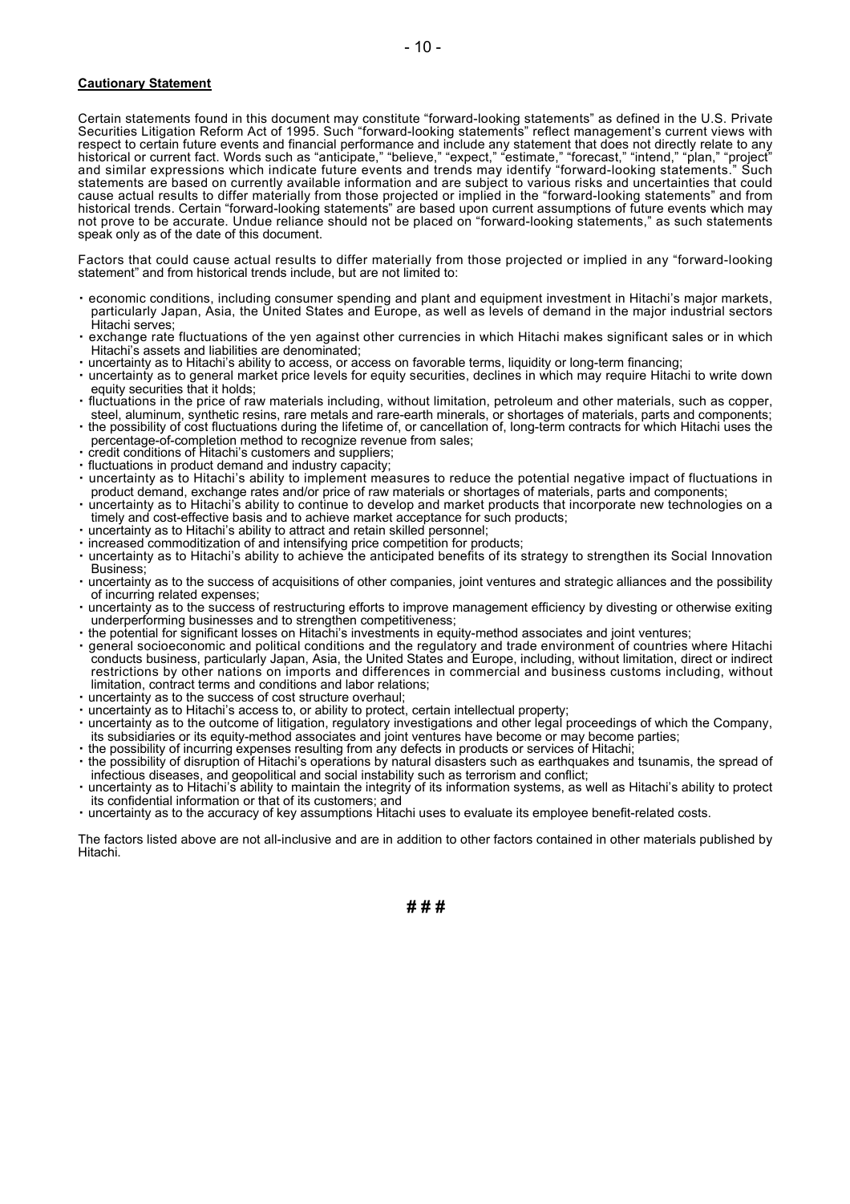**Cautionary Statement**

Certain statements found in this document may constitute "forward-looking statements" as defined in the U.S. Private Securities Litigation Reform Act of 1995. Such "forward-looking statements" reflect management's current views with respect to certain future events and financial performance and include any statement that does not directly relate to any historical or current fact. Words such as "anticipate," "believe," "expect," "estimate," "forecast," "intend," "plan," "project" and similar expressions which indicate future events and trends may identify "forward-looking statements." Such statements are based on currently available information and are subject to various risks and uncertainties that could cause actual results to differ materially from those projected or implied in the "forward-looking statements" and from historical trends. Certain "forward-looking statements" are based upon current assumptions of future events which may not prove to be accurate. Undue reliance should not be placed on "forward-looking statements," as such statements speak only as of the date of this document.

Factors that could cause actual results to differ materially from those projected or implied in any "forward-looking statement" and from historical trends include, but are not limited to:

- economic conditions, including consumer spending and plant and equipment investment in Hitachi's major markets, particularly Japan, Asia, the United States and Europe, as well as levels of demand in the major industrial sectors Hitachi serves;
- exchange rate fluctuations of the yen against other currencies in which Hitachi makes significant sales or in which Hitachi's assets and liabilities are denominated;
- uncertainty as to Hitachi's ability to access, or access on favorable terms, liquidity or long-term financing;
- uncertainty as to general market price levels for equity securities, declines in which may require Hitachi to write down equity securities that it holds;
- fluctuations in the price of raw materials including, without limitation, petroleum and other materials, such as copper, steel, aluminum, synthetic resins, rare metals and rare-earth minerals, or shortages of materials, parts and components;
- the possibility of cost fluctuations during the lifetime of, or cancellation of, long-term contracts for which Hitachi uses the percentage-of-completion method to recognize revenue from sales;
- credit conditions of Hitachi's customers and suppliers;
- fluctuations in product demand and industry capacity;
- uncertainty as to Hitachi's ability to implement measures to reduce the potential negative impact of fluctuations in product demand, exchange rates and/or price of raw materials or shortages of materials, parts and components;
- uncertainty as to Hitachi's ability to continue to develop and market products that incorporate new technologies on a timely and cost-effective basis and to achieve market acceptance for such products;
- uncertainty as to Hitachi's ability to attract and retain skilled personnel;
- increased commoditization of and intensifying price competition for products;
- uncertainty as to Hitachi's ability to achieve the anticipated benefits of its strategy to strengthen its Social Innovation Business;
- uncertainty as to the success of acquisitions of other companies, joint ventures and strategic alliances and the possibility of incurring related expenses;
- uncertainty as to the success of restructuring efforts to improve management efficiency by divesting or otherwise exiting underperforming businesses and to strengthen competitiveness;
- the potential for significant losses on Hitachi's investments in equity-method associates and joint ventures;
- general socioeconomic and political conditions and the regulatory and trade environment of countries where Hitachi conducts business, particularly Japan, Asia, the United States and Europe, including, without limitation, direct or indirect restrictions by other nations on imports and differences in commercial and business customs including, without limitation, contract terms and conditions and labor relations;
- uncertainty as to the success of cost structure overhaul;
- uncertainty as to Hitachi's access to, or ability to protect, certain intellectual property;
- uncertainty as to the outcome of litigation, regulatory investigations and other legal proceedings of which the Company, its subsidiaries or its equity-method associates and joint ventures have become or may become parties;
- the possibility of incurring expenses resulting from any defects in products or services of Hitachi;
- the possibility of disruption of Hitachi's operations by natural disasters such as earthquakes and tsunamis, the spread of infectious diseases, and geopolitical and social instability such as terrorism and conflict;
- uncertainty as to Hitachi's ability to maintain the integrity of its information systems, as well as Hitachi's ability to protect its confidential information or that of its customers; and
- uncertainty as to the accuracy of key assumptions Hitachi uses to evaluate its employee benefit-related costs.

The factors listed above are not all-inclusive and are in addition to other factors contained in other materials published by Hitachi.

# # #